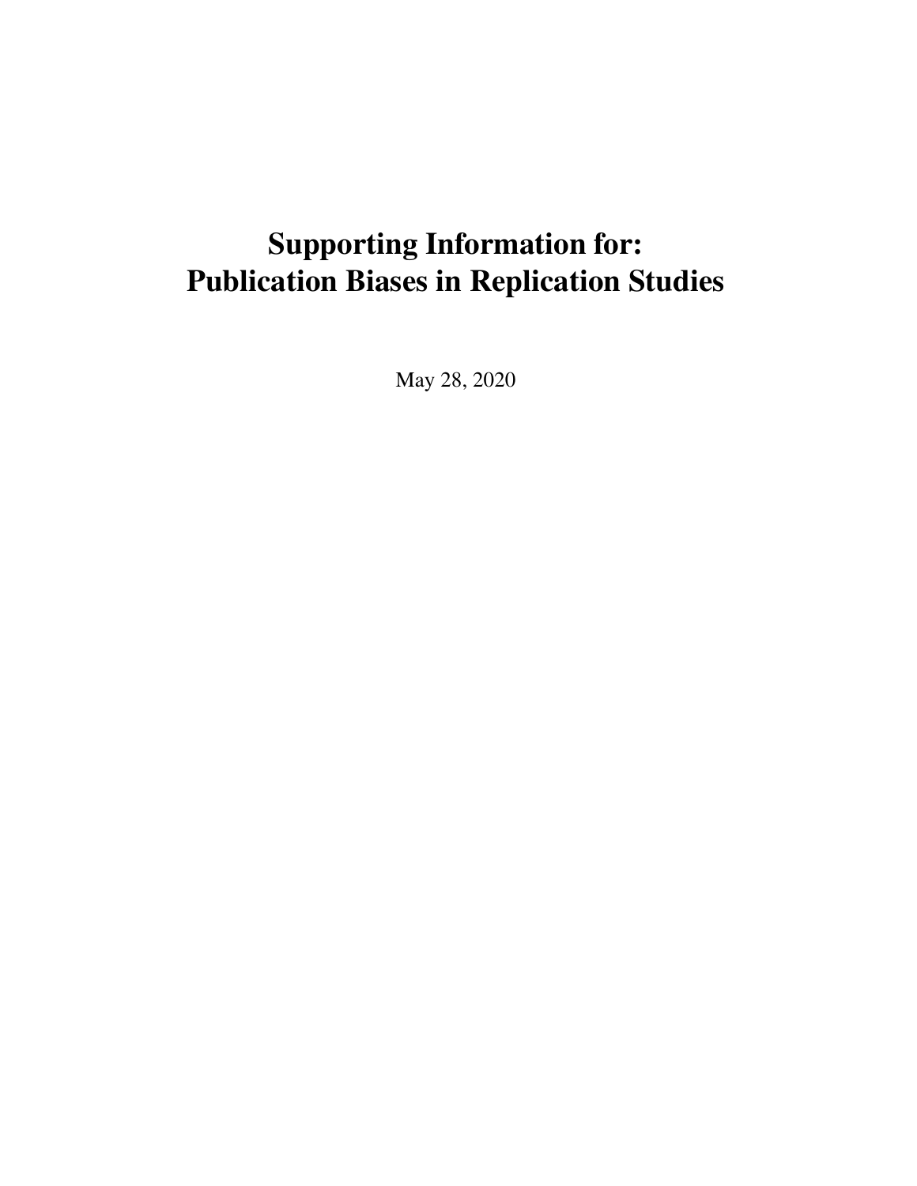# Supporting Information for: Publication Biases in Replication Studies

May 28, 2020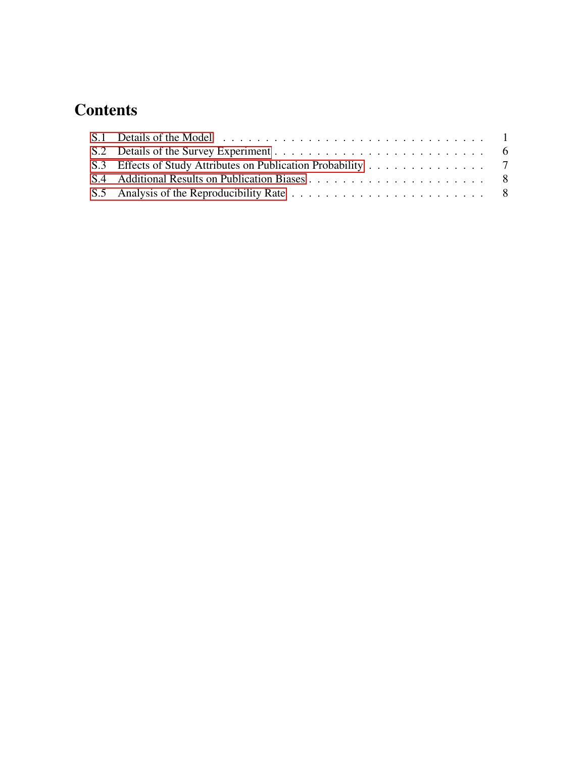# Contents

- S.1 Details of the Model . . . . . . . . . . . . . . . . . . . . . . . . . . . . . 1
- S.2 Details of the Survey Experiment . . . . . . . . . . . . . . . . . . . . . . . . 6
- S.3 Effects of Study Attributes on Publication Probability . . . . . . . . . . . . . . 7
- S.4 Additional Results on Publication Biases . . . . . . . . . . . . . . . . . . . . 8
- S.5 Analysis of the Reproducibility Rate . . . . . . . . . . . . . . . . . . . . . . 8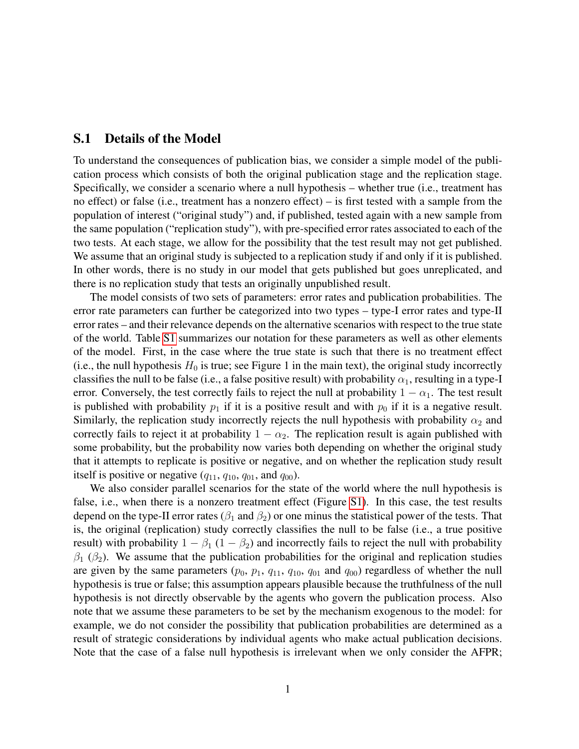## S.1 Details of the Model

To understand the consequences of publication bias, we consider a simple model of the publication process which consists of both the original publication stage and the replication stage. Specifically, we consider a scenario where a null hypothesis – whether true (i.e., treatment has no effect) or false (i.e., treatment has a nonzero effect) – is first tested with a sample from the population of interest ("original study") and, if published, tested again with a new sample from the same population ("replication study"), with pre-specified error rates associated to each of the two tests. At each stage, we allow for the possibility that the test result may not get published. We assume that an original study is subjected to a replication study if and only if it is published. In other words, there is no study in our model that gets published but goes unreplicated, and there is no replication study that tests an originally unpublished result.

The model consists of two sets of parameters: error rates and publication probabilities. The error rate parameters can further be categorized into two types – type-I error rates and type-II error rates – and their relevance depends on the alternative scenarios with respect to the true state of the world. Table S1 summarizes our notation for these parameters as well as other elements of the model. First, in the case where the true state is such that there is no treatment effect (i.e., the null hypothesis $H_0$ is true; see Figure 1 in the main text), the original study incorrectly classifies the null to be false (i.e., a false positive result) with probability $\alpha_1$, resulting in a type-I error. Conversely, the test correctly fails to reject the null at probability $1 - \alpha_1$. The test result is published with probability $p_1$ if it is a positive result and with $p_0$ if it is a negative result. Similarly, the replication study incorrectly rejects the null hypothesis with probability $\alpha_2$ and correctly fails to reject it at probability $1 - \alpha_2$. The replication result is again published with some probability, but the probability now varies both depending on whether the original study that it attempts to replicate is positive or negative, and on whether the replication study result itself is positive or negative ($q_{11}$, $q_{10}$, $q_{01}$, and $q_{00}$).

We also consider parallel scenarios for the state of the world where the null hypothesis is false, i.e., when there is a nonzero treatment effect (Figure S1). In this case, the test results depend on the type-II error rates ($\beta_1$ and $\beta_2$) or one minus the statistical power of the tests. That is, the original (replication) study correctly classifies the null to be false (i.e., a true positive result) with probability $1 - \beta_1$ ($1 - \beta_2$) and incorrectly fails to reject the null with probability $\beta_1$ ($\beta_2$). We assume that the publication probabilities for the original and replication studies are given by the same parameters ($p_0$, $p_1$, $q_{11}$, $q_{10}$, $q_{01}$ and $q_{00}$) regardless of whether the null hypothesis is true or false; this assumption appears plausible because the truthfulness of the null hypothesis is not directly observable by the agents who govern the publication process. Also note that we assume these parameters to be set by the mechanism exogenous to the model: for example, we do not consider the possibility that publication probabilities are determined as a result of strategic considerations by individual agents who make actual publication decisions. Note that the case of a false null hypothesis is irrelevant when we only consider the AFPR;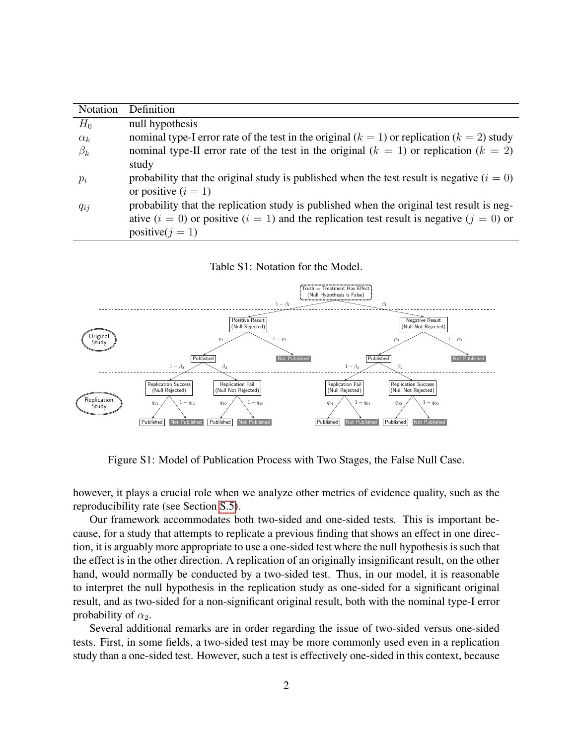| Notation | Definition |
|---|---|
| $H_0$ | null hypothesis |
| $\alpha_k$ | nominal type-I error rate of the test in the original ($k = 1$) or replication ($k = 2$) study |
| $\beta_k$ | nominal type-II error rate of the test in the original ($k = 1$) or replication ($k = 2$) study |
| $p_i$ | probability that the original study is published when the test result is negative ($i = 0$) or positive ($i = 1$) |
| $q_{ij}$ | probability that the replication study is published when the original test result is negative ($i = 0$) or positive ($i = 1$) and the replication test result is negative ($j = 0$) or positive($j = 1$) |

Table S1: Notation for the Model.

Figure S1: Model of Publication Process with Two Stages, the False Null Case.

however, it plays a crucial role when we analyze other metrics of evidence quality, such as the reproducibility rate (see Section S.5).

Our framework accommodates both two-sided and one-sided tests. This is important because, for a study that attempts to replicate a previous finding that shows an effect in one direction, it is arguably more appropriate to use a one-sided test where the null hypothesis is such that the effect is in the other direction. A replication of an originally insignificant result, on the other hand, would normally be conducted by a two-sided test. Thus, in our model, it is reasonable to interpret the null hypothesis in the replication study as one-sided for a significant original result, and as two-sided for a non-significant original result, both with the nominal type-I error probability of $\alpha_2$.

Several additional remarks are in order regarding the issue of two-sided versus one-sided tests. First, in some fields, a two-sided test may be more commonly used even in a replication study than a one-sided test. However, such a test is effectively one-sided in this context, because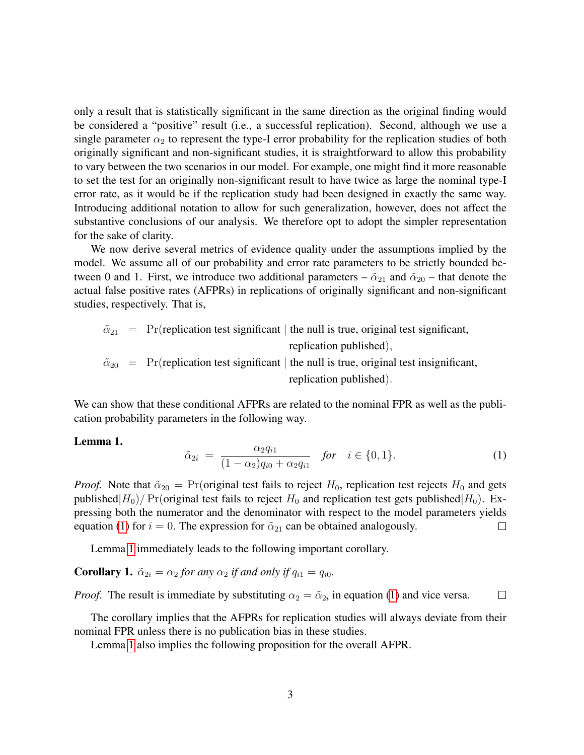only a result that is statistically significant in the same direction as the original finding would be considered a "positive" result (i.e., a successful replication). Second, although we use a single parameter $\alpha_2$ to represent the type-I error probability for the replication studies of both originally significant and non-significant studies, it is straightforward to allow this probability to vary between the two scenarios in our model. For example, one might find it more reasonable to set the test for an originally non-significant result to have twice as large the nominal type-I error rate, as it would be if the replication study had been designed in exactly the same way. Introducing additional notation to allow for such generalization, however, does not affect the substantive conclusions of our analysis. We therefore opt to adopt the simpler representation for the sake of clarity.

We now derive several metrics of evidence quality under the assumptions implied by the model. We assume all of our probability and error rate parameters to be strictly bounded between 0 and 1. First, we introduce two additional parameters – $\tilde{\alpha}_{21}$ and $\tilde{\alpha}_{20}$ – that denote the actual false positive rates (AFPRs) in replications of originally significant and non-significant studies, respectively. That is,

$$
\begin{aligned}
\tilde{\alpha}_{21} &= \Pr(\text{replication test significant} \mid \text{the null is true, original test significant,} \\
&\qquad\qquad\qquad\qquad\qquad\qquad \text{replication published}), \\
\tilde{\alpha}_{20} &= \Pr(\text{replication test significant} \mid \text{the null is true, original test insignificant,} \\
&\qquad\qquad\qquad\qquad\qquad\qquad \text{replication published}).
\end{aligned}
$$

We can show that these conditional AFPRs are related to the nominal FPR as well as the publication probability parameters in the following way.

**Lemma 1.**

$$
\tilde{\alpha}_{2i} = \frac{\alpha_2 q_{i1}}{(1-\alpha_2)q_{i0} + \alpha_2 q_{i1}} \quad \textit{for} \quad i \in \{0, 1\}. \tag{1}
$$

*Proof.* Note that $\tilde{\alpha}_{20} = \Pr(\text{original test fails to reject } H_0\text{, replication test rejects } H_0 \text{ and gets published} | H_0) / \Pr(\text{original test fails to reject } H_0 \text{ and replication test gets published} | H_0)$. Expressing both the numerator and the denominator with respect to the model parameters yields equation (1) for $i = 0$. The expression for $\tilde{\alpha}_{21}$ can be obtained analogously. □

Lemma 1 immediately leads to the following important corollary.

**Corollary 1.** *$\tilde{\alpha}_{2i} = \alpha_2$ for any $\alpha_2$ if and only if $q_{i1} = q_{i0}$.*

*Proof.* The result is immediate by substituting $\alpha_2 = \tilde{\alpha}_{2i}$ in equation (1) and vice versa. □

The corollary implies that the AFPRs for replication studies will always deviate from their nominal FPR unless there is no publication bias in these studies.

Lemma 1 also implies the following proposition for the overall AFPR.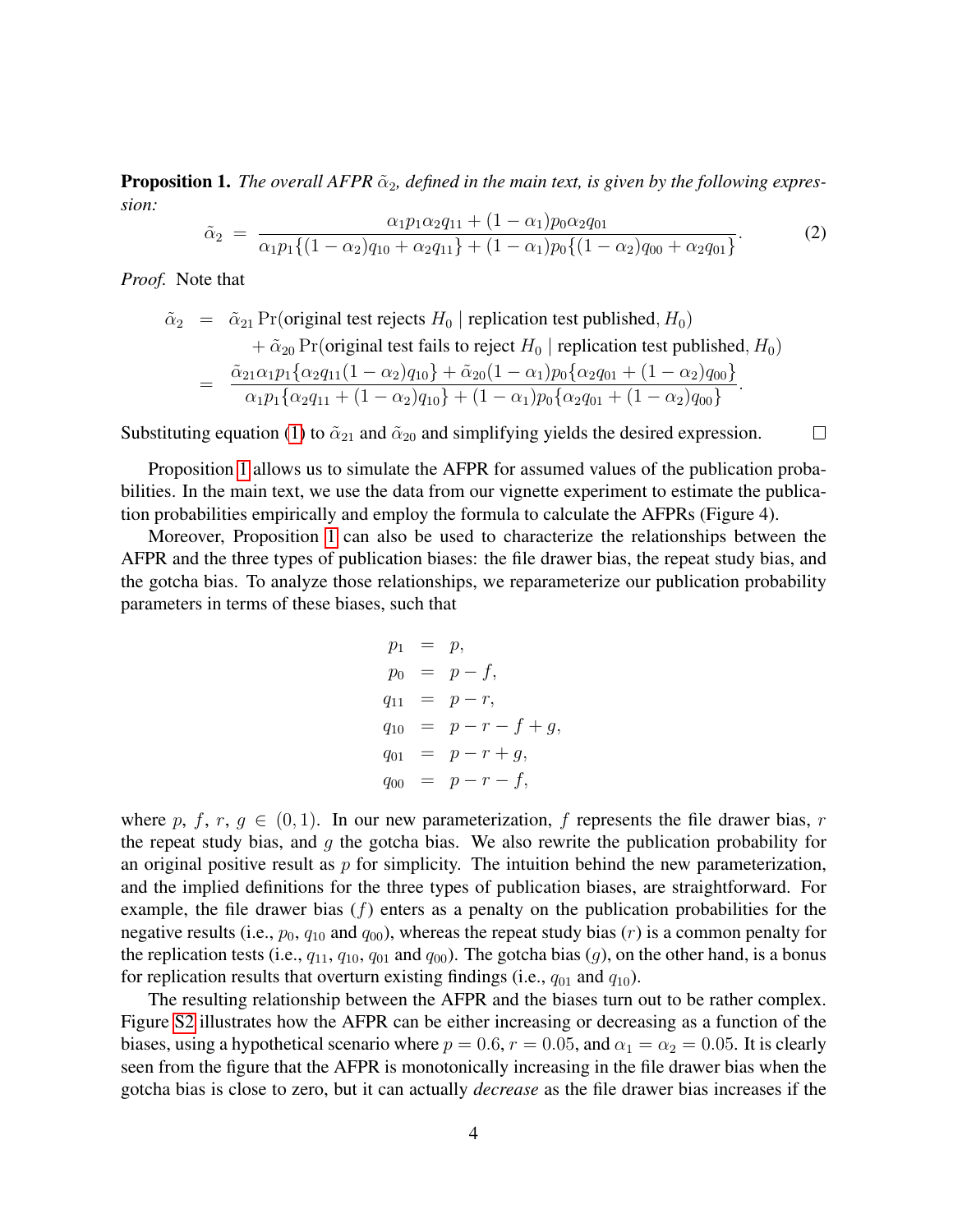**Proposition 1.** *The overall AFPR $\tilde{\alpha}_2$, defined in the main text, is given by the following expression:*

$$\tilde{\alpha}_2 \;=\; \frac{\alpha_1 p_1 \alpha_2 q_{11} + (1-\alpha_1) p_0 \alpha_2 q_{01}}{\alpha_1 p_1 \{(1-\alpha_2) q_{10} + \alpha_2 q_{11}\} + (1-\alpha_1) p_0 \{(1-\alpha_2) q_{00} + \alpha_2 q_{01}\}}. \tag{2}$$

*Proof.* Note that

$$\begin{aligned}
\tilde{\alpha}_2 \;&=\; \tilde{\alpha}_{21} \Pr(\text{original test rejects } H_0 \mid \text{replication test published}, H_0) \\
&\quad + \tilde{\alpha}_{20} \Pr(\text{original test fails to reject } H_0 \mid \text{replication test published}, H_0) \\
&=\; \frac{\tilde{\alpha}_{21} \alpha_1 p_1 \{\alpha_2 q_{11} (1-\alpha_2) q_{10}\} + \tilde{\alpha}_{20} (1-\alpha_1) p_0 \{\alpha_2 q_{01} + (1-\alpha_2) q_{00}\}}{\alpha_1 p_1 \{\alpha_2 q_{11} + (1-\alpha_2) q_{10}\} + (1-\alpha_1) p_0 \{\alpha_2 q_{01} + (1-\alpha_2) q_{00}\}}.
\end{aligned}$$

Substituting equation (1) to $\tilde{\alpha}_{21}$ and $\tilde{\alpha}_{20}$ and simplifying yields the desired expression. □

Proposition 1 allows us to simulate the AFPR for assumed values of the publication probabilities. In the main text, we use the data from our vignette experiment to estimate the publication probabilities empirically and employ the formula to calculate the AFPRs (Figure 4).

Moreover, Proposition 1 can also be used to characterize the relationships between the AFPR and the three types of publication biases: the file drawer bias, the repeat study bias, and the gotcha bias. To analyze those relationships, we reparameterize our publication probability parameters in terms of these biases, such that

$$\begin{aligned}
p_1 &= p, \\
p_0 &= p - f, \\
q_{11} &= p - r, \\
q_{10} &= p - r - f + g, \\
q_{01} &= p - r + g, \\
q_{00} &= p - r - f,
\end{aligned}$$

where $p$, $f$, $r$, $g \in (0, 1)$. In our new parameterization, $f$ represents the file drawer bias, $r$ the repeat study bias, and $g$ the gotcha bias. We also rewrite the publication probability for an original positive result as $p$ for simplicity. The intuition behind the new parameterization, and the implied definitions for the three types of publication biases, are straightforward. For example, the file drawer bias ($f$) enters as a penalty on the publication probabilities for the negative results (i.e., $p_0$, $q_{10}$ and $q_{00}$), whereas the repeat study bias ($r$) is a common penalty for the replication tests (i.e., $q_{11}$, $q_{10}$, $q_{01}$ and $q_{00}$). The gotcha bias ($g$), on the other hand, is a bonus for replication results that overturn existing findings (i.e., $q_{01}$ and $q_{10}$).

The resulting relationship between the AFPR and the biases turn out to be rather complex. Figure S2 illustrates how the AFPR can be either increasing or decreasing as a function of the biases, using a hypothetical scenario where $p = 0.6$, $r = 0.05$, and $\alpha_1 = \alpha_2 = 0.05$. It is clearly seen from the figure that the AFPR is monotonically increasing in the file drawer bias when the gotcha bias is close to zero, but it can actually *decrease* as the file drawer bias increases if the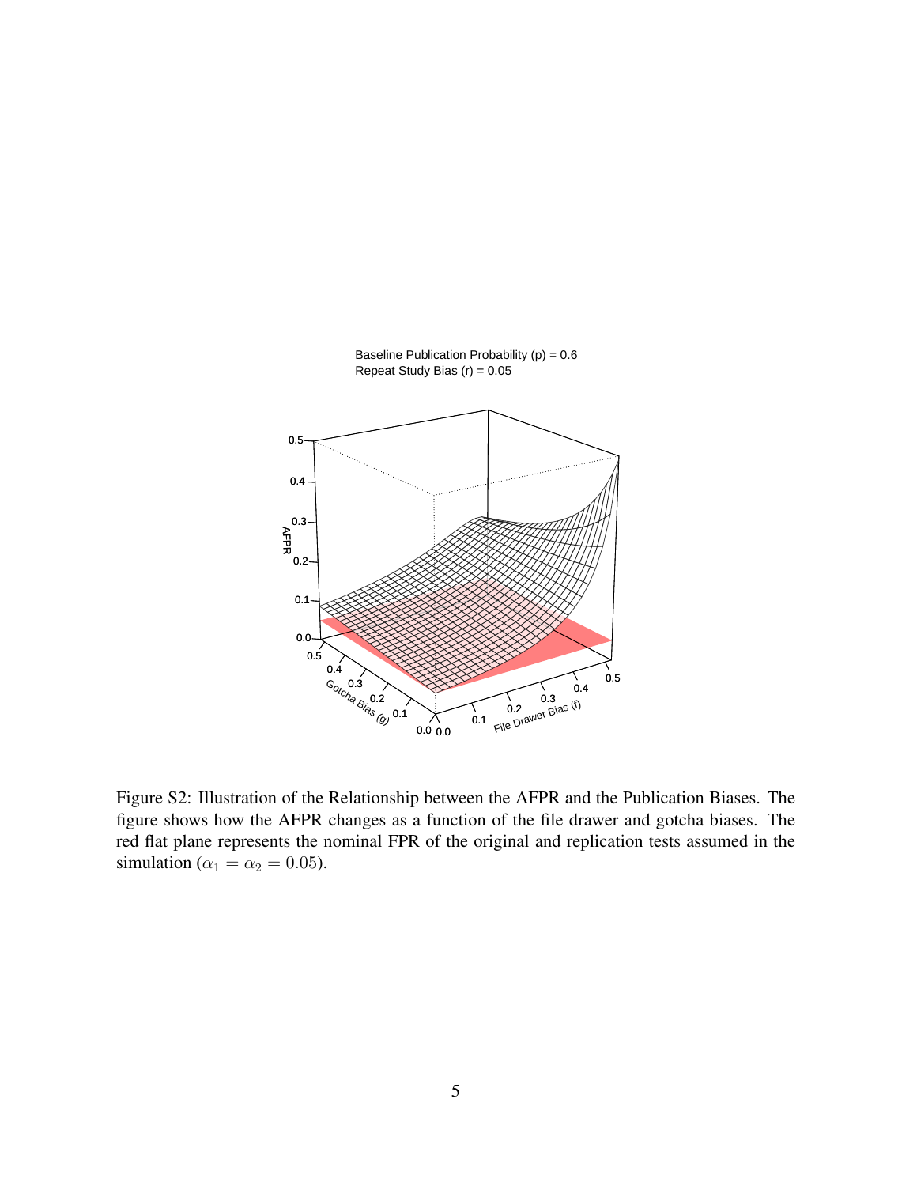Baseline Publication Probability (p) = 0.6
Repeat Study Bias (r) = 0.05

Figure S2: Illustration of the Relationship between the AFPR and the Publication Biases. The figure shows how the AFPR changes as a function of the file drawer and gotcha biases. The red flat plane represents the nominal FPR of the original and replication tests assumed in the simulation ($\alpha_1 = \alpha_2 = 0.05$).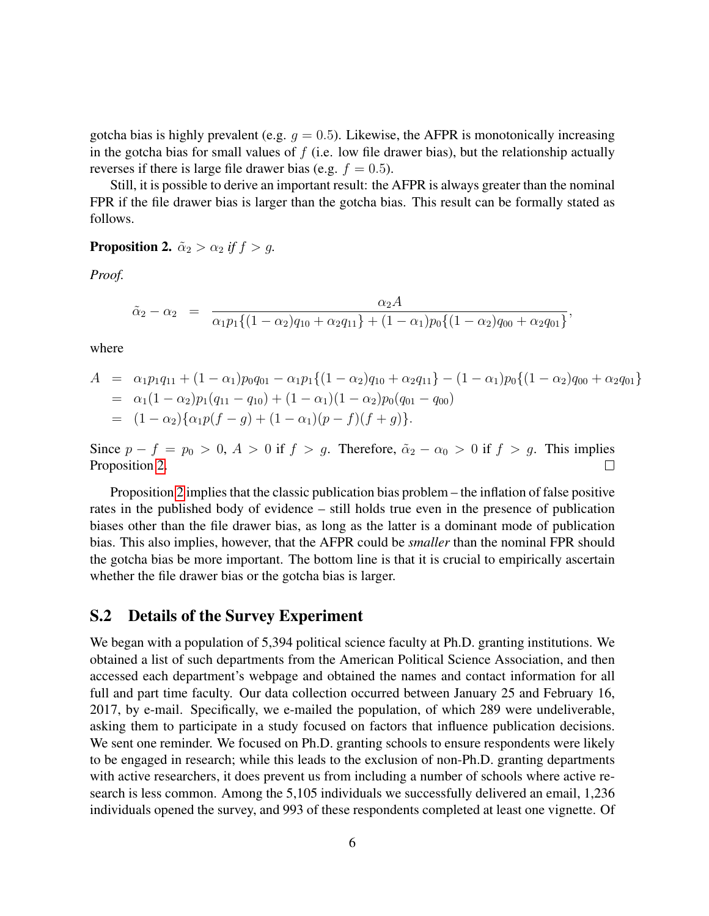gotcha bias is highly prevalent (e.g. $g = 0.5$). Likewise, the AFPR is monotonically increasing in the gotcha bias for small values of $f$ (i.e. low file drawer bias), but the relationship actually reverses if there is large file drawer bias (e.g. $f = 0.5$).

Still, it is possible to derive an important result: the AFPR is always greater than the nominal FPR if the file drawer bias is larger than the gotcha bias. This result can be formally stated as follows.

**Proposition 2.** *$\tilde{\alpha}_2 > \alpha_2$ if $f > g$.*

*Proof.*

$$\tilde{\alpha}_2 - \alpha_2 \;=\; \frac{\alpha_2 A}{\alpha_1 p_1\{(1-\alpha_2)q_{10} + \alpha_2 q_{11}\} + (1-\alpha_1)p_0\{(1-\alpha_2)q_{00} + \alpha_2 q_{01}\}},$$

where

$$\begin{aligned}
A &= \alpha_1 p_1 q_{11} + (1-\alpha_1)p_0 q_{01} - \alpha_1 p_1\{(1-\alpha_2)q_{10} + \alpha_2 q_{11}\} - (1-\alpha_1)p_0\{(1-\alpha_2)q_{00} + \alpha_2 q_{01}\} \\
&= \alpha_1(1-\alpha_2)p_1(q_{11} - q_{10}) + (1-\alpha_1)(1-\alpha_2)p_0(q_{01} - q_{00}) \\
&= (1-\alpha_2)\{\alpha_1 p(f-g) + (1-\alpha_1)(p-f)(f+g)\}.
\end{aligned}$$

Since $p - f = p_0 > 0$, $A > 0$ if $f > g$. Therefore, $\tilde{\alpha}_2 - \alpha_0 > 0$ if $f > g$. This implies Proposition 2. □

Proposition 2 implies that the classic publication bias problem – the inflation of false positive rates in the published body of evidence – still holds true even in the presence of publication biases other than the file drawer bias, as long as the latter is a dominant mode of publication bias. This also implies, however, that the AFPR could be *smaller* than the nominal FPR should the gotcha bias be more important. The bottom line is that it is crucial to empirically ascertain whether the file drawer bias or the gotcha bias is larger.

## S.2 Details of the Survey Experiment

We began with a population of 5,394 political science faculty at Ph.D. granting institutions. We obtained a list of such departments from the American Political Science Association, and then accessed each department's webpage and obtained the names and contact information for all full and part time faculty. Our data collection occurred between January 25 and February 16, 2017, by e-mail. Specifically, we e-mailed the population, of which 289 were undeliverable, asking them to participate in a study focused on factors that influence publication decisions. We sent one reminder. We focused on Ph.D. granting schools to ensure respondents were likely to be engaged in research; while this leads to the exclusion of non-Ph.D. granting departments with active researchers, it does prevent us from including a number of schools where active research is less common. Among the 5,105 individuals we successfully delivered an email, 1,236 individuals opened the survey, and 993 of these respondents completed at least one vignette. Of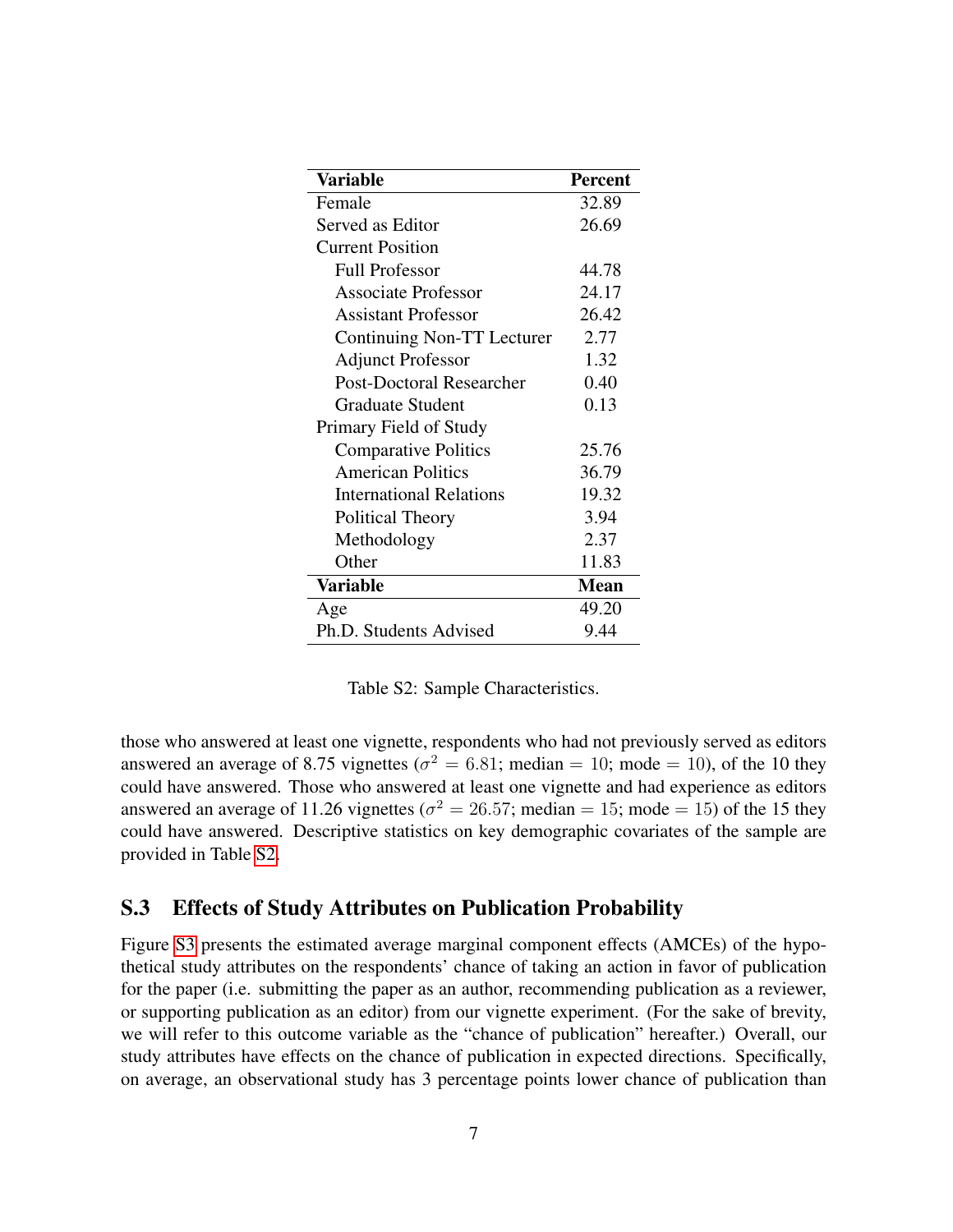| Variable | Percent |
|---|---|
| Female | 32.89 |
| Served as Editor | 26.69 |
| Current Position | |
| Full Professor | 44.78 |
| Associate Professor | 24.17 |
| Assistant Professor | 26.42 |
| Continuing Non-TT Lecturer | 2.77 |
| Adjunct Professor | 1.32 |
| Post-Doctoral Researcher | 0.40 |
| Graduate Student | 0.13 |
| Primary Field of Study | |
| Comparative Politics | 25.76 |
| American Politics | 36.79 |
| International Relations | 19.32 |
| Political Theory | 3.94 |
| Methodology | 2.37 |
| Other | 11.83 |
| **Variable** | **Mean** |
| Age | 49.20 |
| Ph.D. Students Advised | 9.44 |

Table S2: Sample Characteristics.

those who answered at least one vignette, respondents who had not previously served as editors answered an average of 8.75 vignettes ($\sigma^2 = 6.81$; median $= 10$; mode $= 10$), of the 10 they could have answered. Those who answered at least one vignette and had experience as editors answered an average of 11.26 vignettes ($\sigma^2 = 26.57$; median $= 15$; mode $= 15$) of the 15 they could have answered. Descriptive statistics on key demographic covariates of the sample are provided in Table S2.

## S.3 Effects of Study Attributes on Publication Probability

Figure S3 presents the estimated average marginal component effects (AMCEs) of the hypothetical study attributes on the respondents' chance of taking an action in favor of publication for the paper (i.e. submitting the paper as an author, recommending publication as a reviewer, or supporting publication as an editor) from our vignette experiment. (For the sake of brevity, we will refer to this outcome variable as the "chance of publication" hereafter.) Overall, our study attributes have effects on the chance of publication in expected directions. Specifically, on average, an observational study has 3 percentage points lower chance of publication than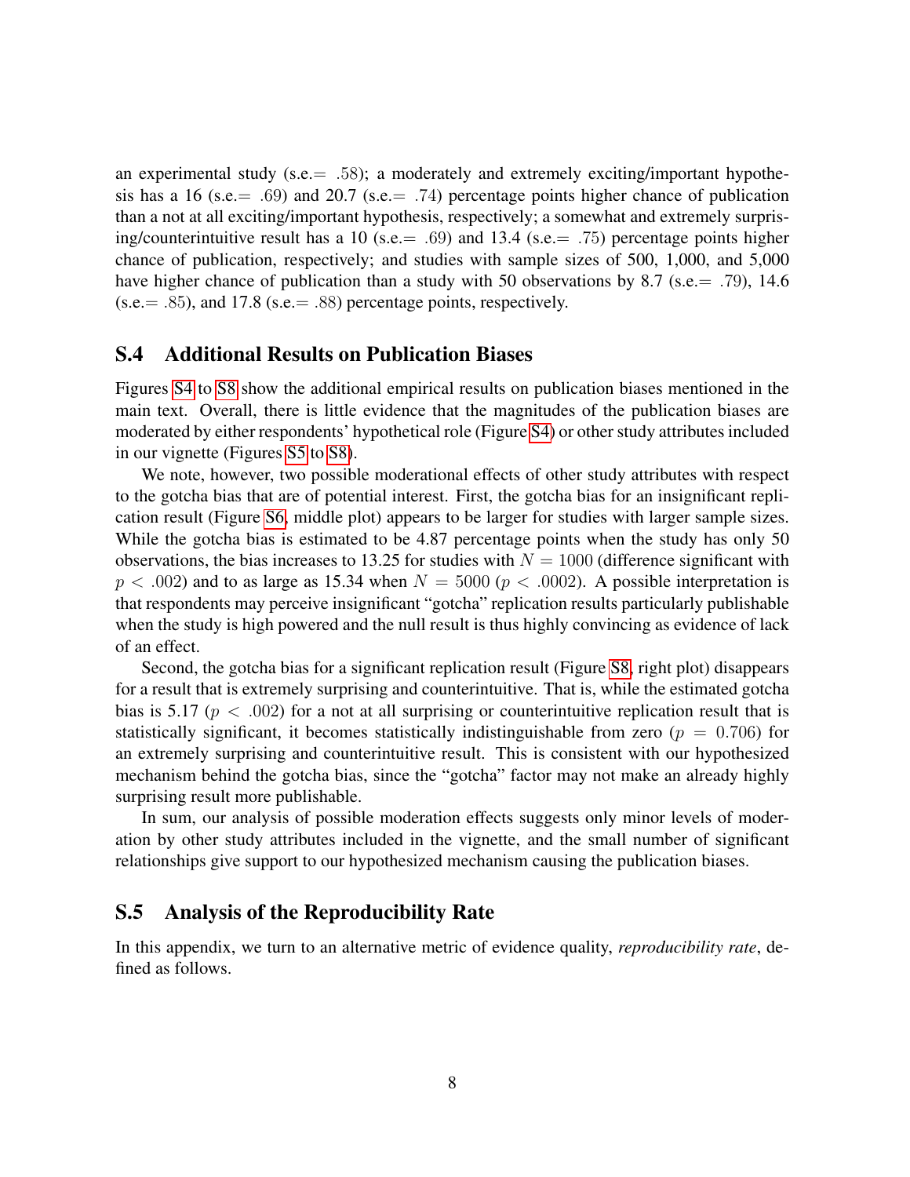an experimental study (s.e.= $.58$); a moderately and extremely exciting/important hypothesis has a 16 (s.e.= $.69$) and 20.7 (s.e.= $.74$) percentage points higher chance of publication than a not at all exciting/important hypothesis, respectively; a somewhat and extremely surprising/counterintuitive result has a 10 (s.e.= $.69$) and 13.4 (s.e.= $.75$) percentage points higher chance of publication, respectively; and studies with sample sizes of 500, 1,000, and 5,000 have higher chance of publication than a study with 50 observations by 8.7 (s.e.= $.79$), 14.6 (s.e.= $.85$), and 17.8 (s.e.= $.88$) percentage points, respectively.

## S.4 Additional Results on Publication Biases

Figures S4 to S8 show the additional empirical results on publication biases mentioned in the main text. Overall, there is little evidence that the magnitudes of the publication biases are moderated by either respondents' hypothetical role (Figure S4) or other study attributes included in our vignette (Figures S5 to S8).

We note, however, two possible moderational effects of other study attributes with respect to the gotcha bias that are of potential interest. First, the gotcha bias for an insignificant replication result (Figure S6, middle plot) appears to be larger for studies with larger sample sizes. While the gotcha bias is estimated to be 4.87 percentage points when the study has only 50 observations, the bias increases to 13.25 for studies with $N = 1000$ (difference significant with $p < .002$) and to as large as 15.34 when $N = 5000$ ($p < .0002$). A possible interpretation is that respondents may perceive insignificant "gotcha" replication results particularly publishable when the study is high powered and the null result is thus highly convincing as evidence of lack of an effect.

Second, the gotcha bias for a significant replication result (Figure S8, right plot) disappears for a result that is extremely surprising and counterintuitive. That is, while the estimated gotcha bias is 5.17 ($p < .002$) for a not at all surprising or counterintuitive replication result that is statistically significant, it becomes statistically indistinguishable from zero ($p = 0.706$) for an extremely surprising and counterintuitive result. This is consistent with our hypothesized mechanism behind the gotcha bias, since the "gotcha" factor may not make an already highly surprising result more publishable.

In sum, our analysis of possible moderation effects suggests only minor levels of moderation by other study attributes included in the vignette, and the small number of significant relationships give support to our hypothesized mechanism causing the publication biases.

## S.5 Analysis of the Reproducibility Rate

In this appendix, we turn to an alternative metric of evidence quality, *reproducibility rate*, defined as follows.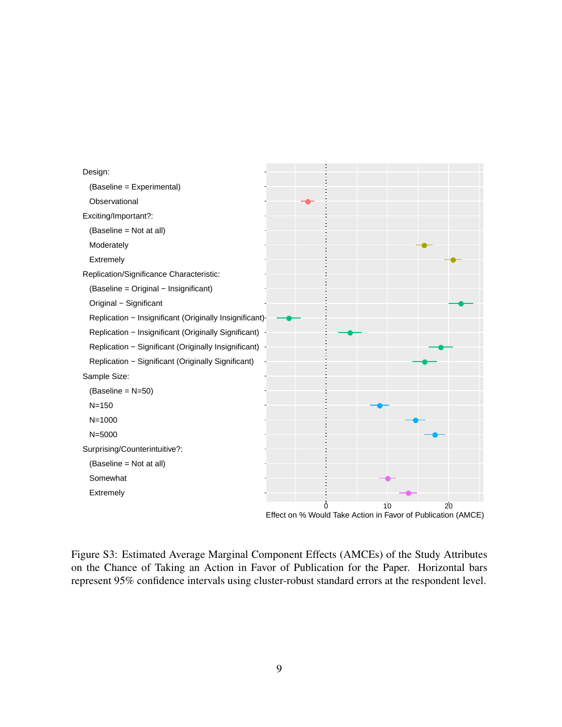Design:

(Baseline = Experimental)

Observational

Exciting/Important?:

(Baseline = Not at all)

Moderately

Extremely

Replication/Significance Characteristic:

(Baseline = Original − Insignificant)

Original − Significant

Replication − Insignificant (Originally Insignificant)

Replication − Insignificant (Originally Significant)

Replication − Significant (Originally Insignificant)

Replication − Significant (Originally Significant)

Sample Size:

(Baseline = N=50)

N=150

N=1000

N=5000

Surprising/Counterintuitive?:

(Baseline = Not at all)

Somewhat

Extremely

0 10 20

Effect on % Would Take Action in Favor of Publication (AMCE)

Figure S3: Estimated Average Marginal Component Effects (AMCEs) of the Study Attributes on the Chance of Taking an Action in Favor of Publication for the Paper. Horizontal bars represent 95% confidence intervals using cluster-robust standard errors at the respondent level.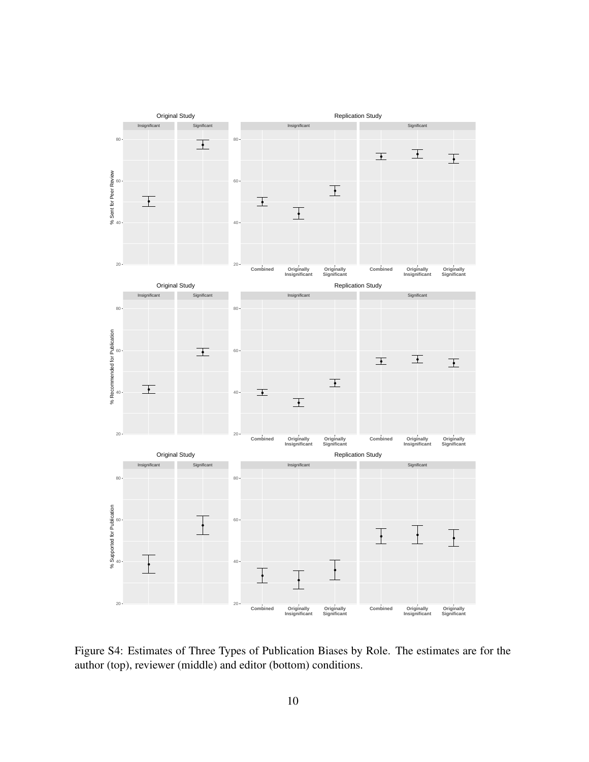Figure S4: Estimates of Three Types of Publication Biases by Role. The estimates are for the author (top), reviewer (middle) and editor (bottom) conditions.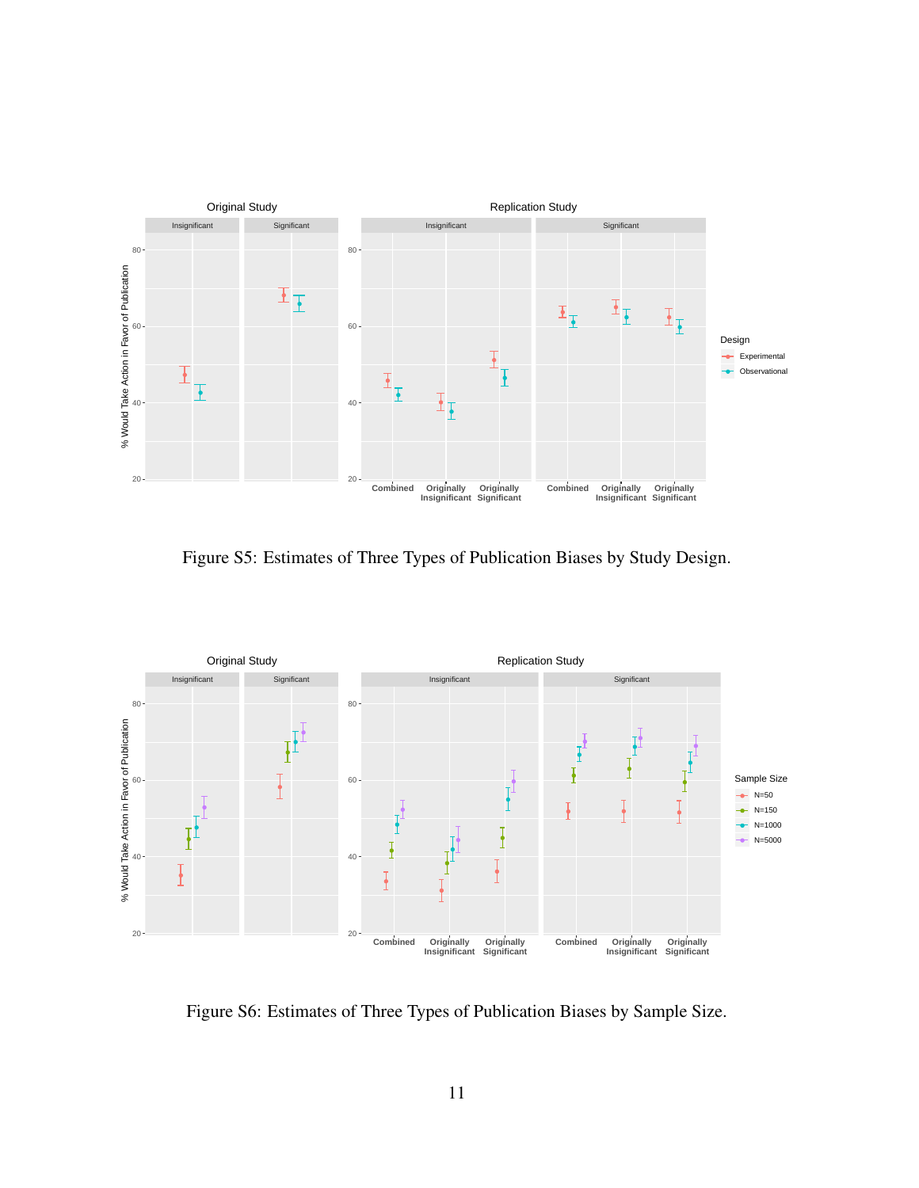Figure S5: Estimates of Three Types of Publication Biases by Study Design.

Figure S6: Estimates of Three Types of Publication Biases by Sample Size.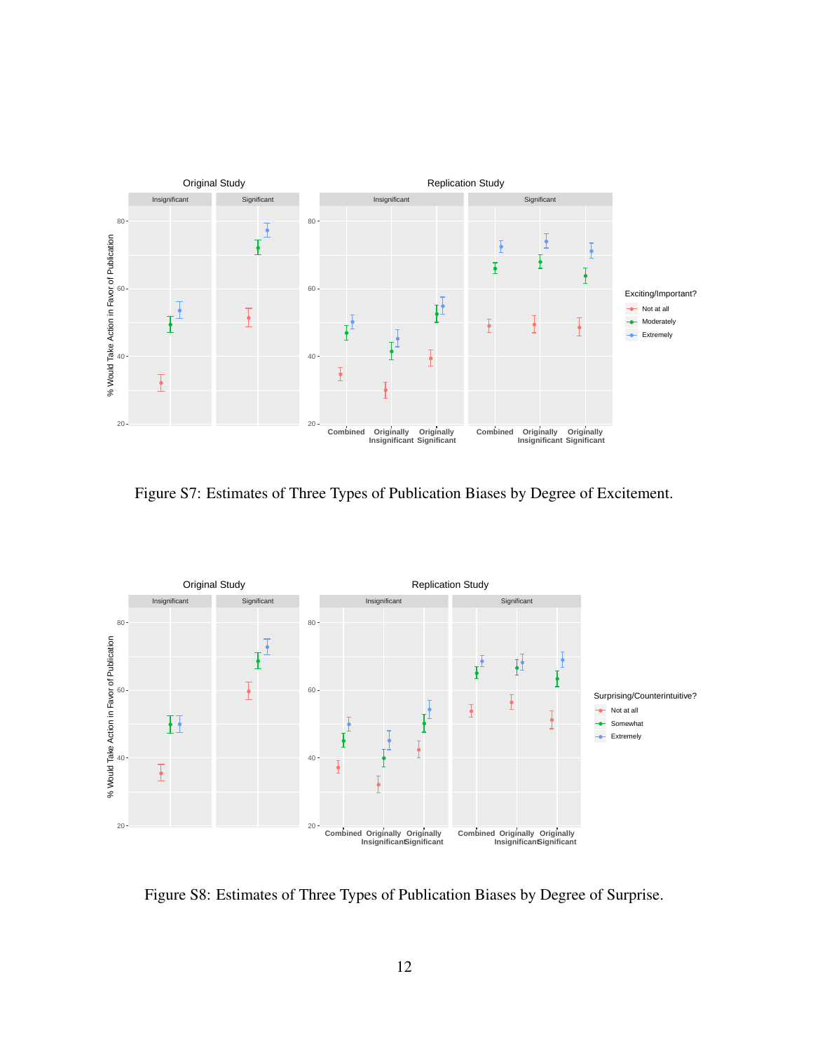Figure S7: Estimates of Three Types of Publication Biases by Degree of Excitement.

Figure S8: Estimates of Three Types of Publication Biases by Degree of Surprise.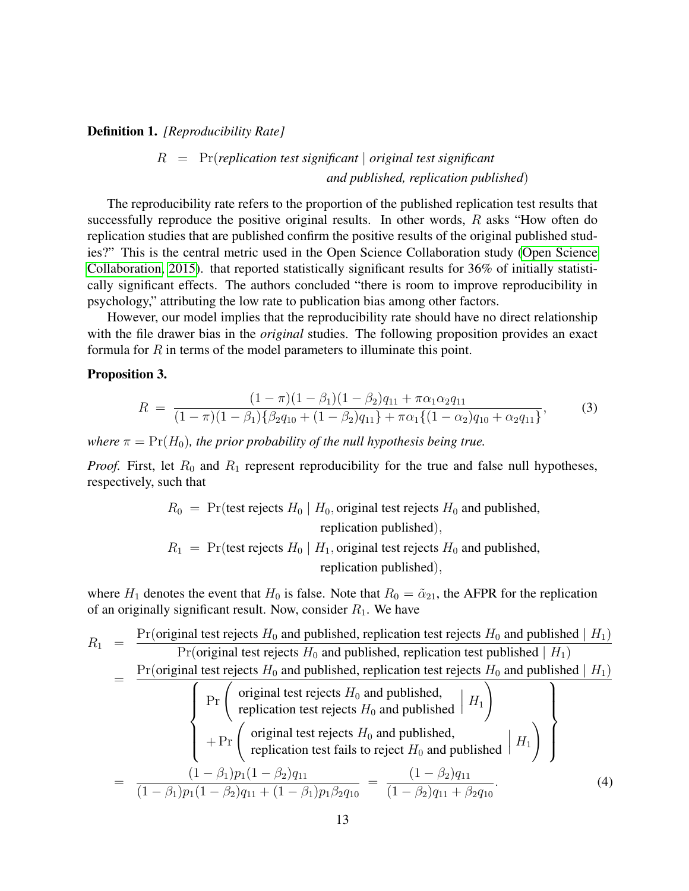**Definition 1.** *[Reproducibility Rate]*

$$R = \Pr(\textit{replication test significant} \mid \textit{original test significant and published, replication published})$$

The reproducibility rate refers to the proportion of the published replication test results that successfully reproduce the positive original results. In other words, $R$ asks "How often do replication studies that are published confirm the positive results of the original published studies?" This is the central metric used in the Open Science Collaboration study (Open Science Collaboration, 2015). that reported statistically significant results for 36% of initially statistically significant effects. The authors concluded "there is room to improve reproducibility in psychology," attributing the low rate to publication bias among other factors.

However, our model implies that the reproducibility rate should have no direct relationship with the file drawer bias in the *original* studies. The following proposition provides an exact formula for $R$ in terms of the model parameters to illuminate this point.

**Proposition 3.**

$$R = \frac{(1-\pi)(1-\beta_1)(1-\beta_2)q_{11} + \pi\alpha_1\alpha_2 q_{11}}{(1-\pi)(1-\beta_1)\{\beta_2 q_{10} + (1-\beta_2)q_{11}\} + \pi\alpha_1\{(1-\alpha_2)q_{10} + \alpha_2 q_{11}\}}, \tag{3}$$

*where $\pi = \Pr(H_0)$, the prior probability of the null hypothesis being true.*

*Proof.* First, let $R_0$ and $R_1$ represent reproducibility for the true and false null hypotheses, respectively, such that

$$R_0 = \Pr(\text{test rejects } H_0 \mid H_0, \text{original test rejects } H_0 \text{ and published, replication published}),$$
$$R_1 = \Pr(\text{test rejects } H_0 \mid H_1, \text{original test rejects } H_0 \text{ and published, replication published}),$$

where $H_1$ denotes the event that $H_0$ is false. Note that $R_0 = \tilde{\alpha}_{21}$, the AFPR for the replication of an originally significant result. Now, consider $R_1$. We have

$$\begin{aligned}
R_1 &= \frac{\Pr(\text{original test rejects } H_0 \text{ and published, replication test rejects } H_0 \text{ and published} \mid H_1)}{\Pr(\text{original test rejects } H_0 \text{ and published, replication test published} \mid H_1)} \\
&= \frac{\Pr(\text{original test rejects } H_0 \text{ and published, replication test rejects } H_0 \text{ and published} \mid H_1)}{\left\{ \begin{array}{l} \Pr\left( \begin{array}{l} \text{original test rejects } H_0 \text{ and published,} \\ \text{replication test rejects } H_0 \text{ and published} \end{array} \middle| H_1 \right) \\ + \Pr\left( \begin{array}{l} \text{original test rejects } H_0 \text{ and published,} \\ \text{replication test fails to reject } H_0 \text{ and published} \end{array} \middle| H_1 \right) \end{array} \right\}} \\
&= \frac{(1-\beta_1)p_1(1-\beta_2)q_{11}}{(1-\beta_1)p_1(1-\beta_2)q_{11} + (1-\beta_1)p_1\beta_2 q_{10}} = \frac{(1-\beta_2)q_{11}}{(1-\beta_2)q_{11} + \beta_2 q_{10}}.
\end{aligned} \tag{4}$$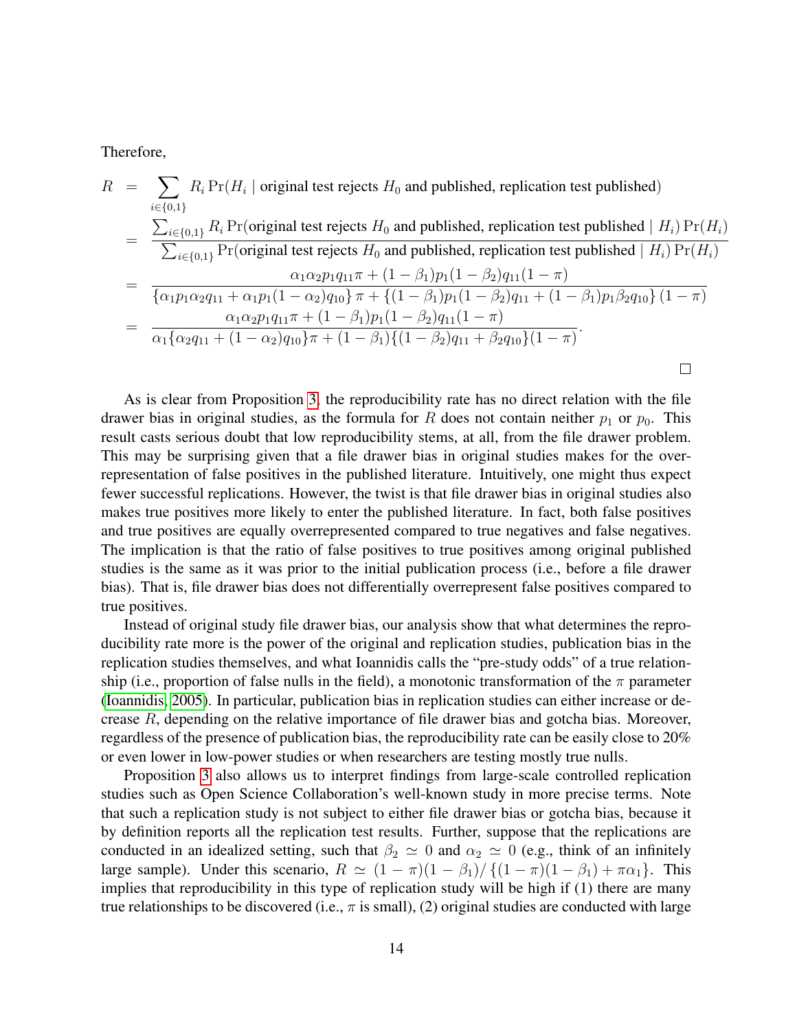Therefore,

$$
\begin{aligned}
R &= \sum_{i\in\{0,1\}} R_i \Pr(H_i \mid \text{original test rejects } H_0 \text{ and published, replication test published}) \\
&= \frac{\sum_{i\in\{0,1\}} R_i \Pr(\text{original test rejects } H_0 \text{ and published, replication test published} \mid H_i)\Pr(H_i)}{\sum_{i\in\{0,1\}} \Pr(\text{original test rejects } H_0 \text{ and published, replication test published} \mid H_i)\Pr(H_i)} \\
&= \frac{\alpha_1\alpha_2 p_1 q_{11}\pi + (1-\beta_1)p_1(1-\beta_2)q_{11}(1-\pi)}{\{\alpha_1 p_1 \alpha_2 q_{11} + \alpha_1 p_1(1-\alpha_2)q_{10}\}\pi + \{(1-\beta_1)p_1(1-\beta_2)q_{11} + (1-\beta_1)p_1\beta_2 q_{10}\}(1-\pi)} \\
&= \frac{\alpha_1\alpha_2 p_1 q_{11}\pi + (1-\beta_1)p_1(1-\beta_2)q_{11}(1-\pi)}{\alpha_1\{\alpha_2 q_{11} + (1-\alpha_2)q_{10}\}\pi + (1-\beta_1)\{(1-\beta_2)q_{11} + \beta_2 q_{10}\}(1-\pi)}.
\end{aligned}
$$

□

As is clear from Proposition 3, the reproducibility rate has no direct relation with the file drawer bias in original studies, as the formula for $R$ does not contain neither $p_1$ or $p_0$. This result casts serious doubt that low reproducibility stems, at all, from the file drawer problem. This may be surprising given that a file drawer bias in original studies makes for the overrepresentation of false positives in the published literature. Intuitively, one might thus expect fewer successful replications. However, the twist is that file drawer bias in original studies also makes true positives more likely to enter the published literature. In fact, both false positives and true positives are equally overrepresented compared to true negatives and false negatives. The implication is that the ratio of false positives to true positives among original published studies is the same as it was prior to the initial publication process (i.e., before a file drawer bias). That is, file drawer bias does not differentially overrepresent false positives compared to true positives.

Instead of original study file drawer bias, our analysis show that what determines the reproducibility rate more is the power of the original and replication studies, publication bias in the replication studies themselves, and what Ioannidis calls the "pre-study odds" of a true relationship (i.e., proportion of false nulls in the field), a monotonic transformation of the $\pi$ parameter (Ioannidis, 2005). In particular, publication bias in replication studies can either increase or decrease $R$, depending on the relative importance of file drawer bias and gotcha bias. Moreover, regardless of the presence of publication bias, the reproducibility rate can be easily close to 20% or even lower in low-power studies or when researchers are testing mostly true nulls.

Proposition 3 also allows us to interpret findings from large-scale controlled replication studies such as Open Science Collaboration's well-known study in more precise terms. Note that such a replication study is not subject to either file drawer bias or gotcha bias, because it by definition reports all the replication test results. Further, suppose that the replications are conducted in an idealized setting, such that $\beta_2 \simeq 0$ and $\alpha_2 \simeq 0$ (e.g., think of an infinitely large sample). Under this scenario, $R \simeq (1-\pi)(1-\beta_1)/\{(1-\pi)(1-\beta_1) + \pi\alpha_1\}$. This implies that reproducibility in this type of replication study will be high if (1) there are many true relationships to be discovered (i.e., $\pi$ is small), (2) original studies are conducted with large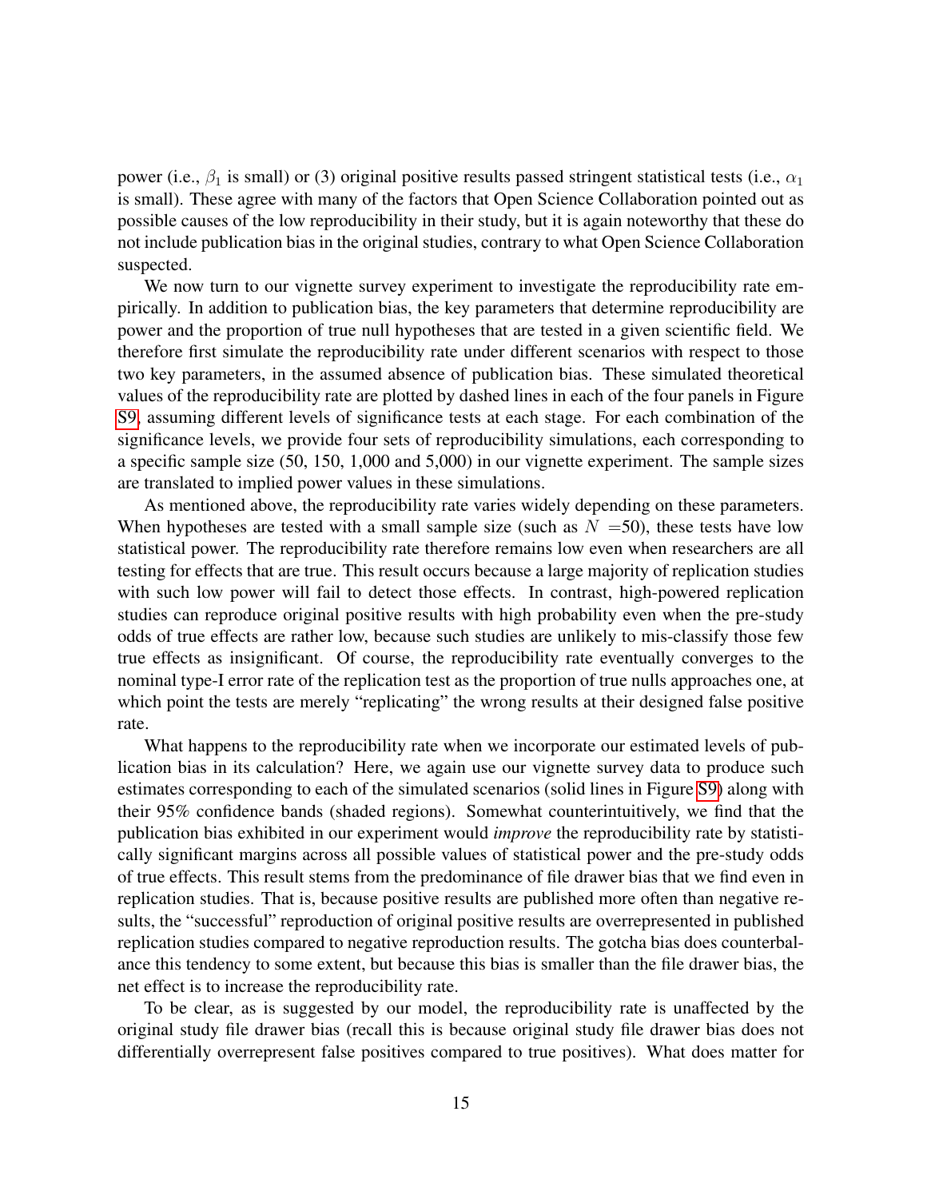power (i.e., $\beta_1$ is small) or (3) original positive results passed stringent statistical tests (i.e., $\alpha_1$ is small). These agree with many of the factors that Open Science Collaboration pointed out as possible causes of the low reproducibility in their study, but it is again noteworthy that these do not include publication bias in the original studies, contrary to what Open Science Collaboration suspected.

We now turn to our vignette survey experiment to investigate the reproducibility rate empirically. In addition to publication bias, the key parameters that determine reproducibility are power and the proportion of true null hypotheses that are tested in a given scientific field. We therefore first simulate the reproducibility rate under different scenarios with respect to those two key parameters, in the assumed absence of publication bias. These simulated theoretical values of the reproducibility rate are plotted by dashed lines in each of the four panels in Figure S9, assuming different levels of significance tests at each stage. For each combination of the significance levels, we provide four sets of reproducibility simulations, each corresponding to a specific sample size (50, 150, 1,000 and 5,000) in our vignette experiment. The sample sizes are translated to implied power values in these simulations.

As mentioned above, the reproducibility rate varies widely depending on these parameters. When hypotheses are tested with a small sample size (such as $N$ =50), these tests have low statistical power. The reproducibility rate therefore remains low even when researchers are all testing for effects that are true. This result occurs because a large majority of replication studies with such low power will fail to detect those effects. In contrast, high-powered replication studies can reproduce original positive results with high probability even when the pre-study odds of true effects are rather low, because such studies are unlikely to mis-classify those few true effects as insignificant. Of course, the reproducibility rate eventually converges to the nominal type-I error rate of the replication test as the proportion of true nulls approaches one, at which point the tests are merely "replicating" the wrong results at their designed false positive rate.

What happens to the reproducibility rate when we incorporate our estimated levels of publication bias in its calculation? Here, we again use our vignette survey data to produce such estimates corresponding to each of the simulated scenarios (solid lines in Figure S9) along with their 95% confidence bands (shaded regions). Somewhat counterintuitively, we find that the publication bias exhibited in our experiment would *improve* the reproducibility rate by statistically significant margins across all possible values of statistical power and the pre-study odds of true effects. This result stems from the predominance of file drawer bias that we find even in replication studies. That is, because positive results are published more often than negative results, the "successful" reproduction of original positive results are overrepresented in published replication studies compared to negative reproduction results. The gotcha bias does counterbalance this tendency to some extent, but because this bias is smaller than the file drawer bias, the net effect is to increase the reproducibility rate.

To be clear, as is suggested by our model, the reproducibility rate is unaffected by the original study file drawer bias (recall this is because original study file drawer bias does not differentially overrepresent false positives compared to true positives). What does matter for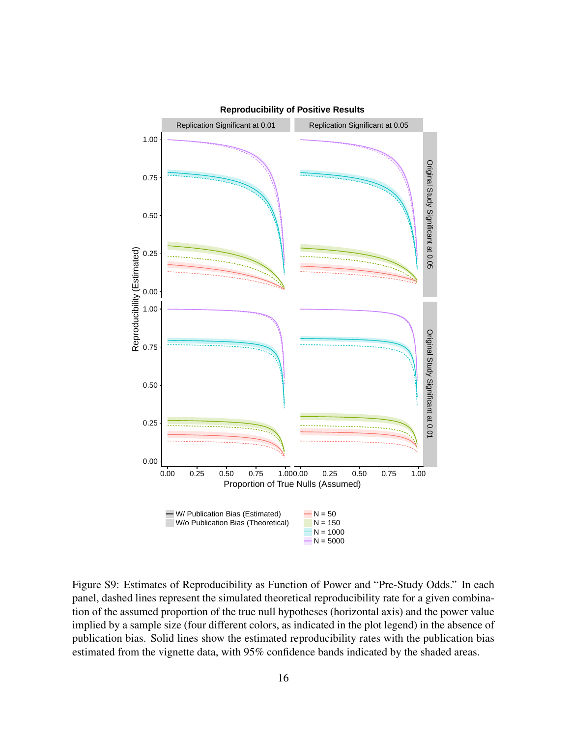Figure S9: Estimates of Reproducibility as Function of Power and "Pre-Study Odds." In each panel, dashed lines represent the simulated theoretical reproducibility rate for a given combination of the assumed proportion of the true null hypotheses (horizontal axis) and the power value implied by a sample size (four different colors, as indicated in the plot legend) in the absence of publication bias. Solid lines show the estimated reproducibility rates with the publication bias estimated from the vignette data, with 95% confidence bands indicated by the shaded areas.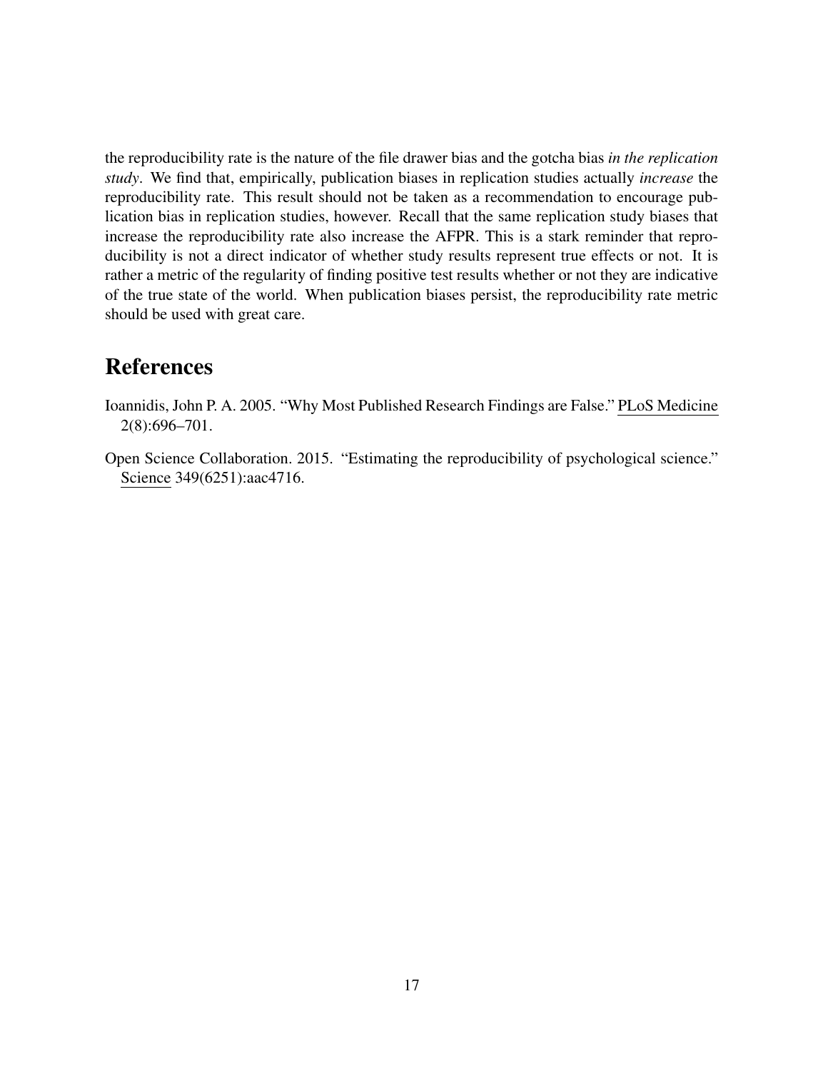the reproducibility rate is the nature of the file drawer bias and the gotcha bias *in the replication study*. We find that, empirically, publication biases in replication studies actually *increase* the reproducibility rate. This result should not be taken as a recommendation to encourage publication bias in replication studies, however. Recall that the same replication study biases that increase the reproducibility rate also increase the AFPR. This is a stark reminder that reproducibility is not a direct indicator of whether study results represent true effects or not. It is rather a metric of the regularity of finding positive test results whether or not they are indicative of the true state of the world. When publication biases persist, the reproducibility rate metric should be used with great care.

# References

Ioannidis, John P. A. 2005. "Why Most Published Research Findings are False." PLoS Medicine 2(8):696–701.

Open Science Collaboration. 2015. "Estimating the reproducibility of psychological science." Science 349(6251):aac4716.